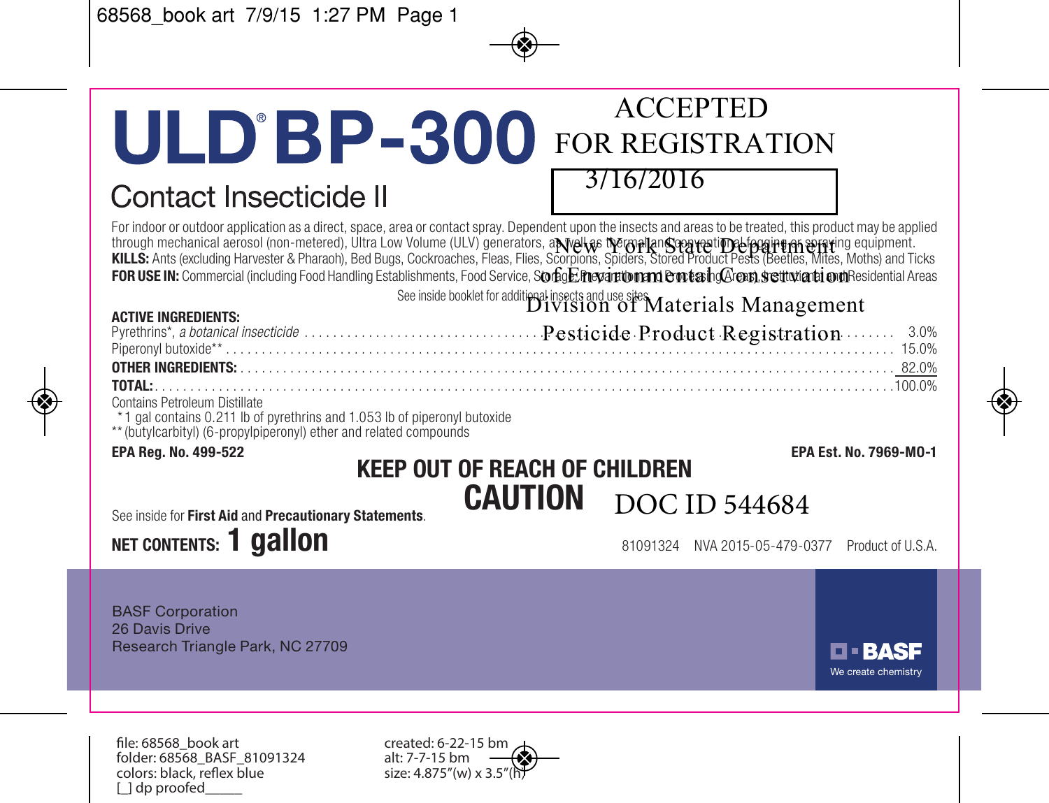# ULD® BP-300

## Contact Insecticide II

ACCEPTED
FOR REGISTRATION
3/16/2016

New York State Department
of Environmental Conservation
Division of Materials Management
Pesticide Product Registration

For indoor or outdoor application as a direct, space, area or contact spray. Dependent upon the insects and areas to be treated, this product may be applied through mechanical aerosol (non-metered), Ultra Low Volume (ULV) generators, as well as thermal and conventional fogging or spraying equipment.

**KILLS:** Ants (excluding Harvester & Pharaoh), Bed Bugs, Cockroaches, Fleas, Flies, Scorpions, Spiders, Stored Product Pests (Beetles, Mites, Moths) and Ticks

**FOR USE IN:** Commercial (including Food Handling Establishments, Food Service, Storage, Preparation and Processing Areas), Institutional and Residential Areas

See inside booklet for additional insects and use sites.

| **ACTIVE INGREDIENTS:** | |
|---|---|
| Pyrethrins*, *a botanical insecticide* | 3.0% |
| Piperonyl butoxide** | 15.0% |
| **OTHER INGREDIENTS:** | 82.0% |
| **TOTAL:** | 100.0% |

Contains Petroleum Distillate

\*1 gal contains 0.211 lb of pyrethrins and 1.053 lb of piperonyl butoxide

** (butylcarbityl) (6-propylpiperonyl) ether and related compounds

**EPA Reg. No. 499-522** **EPA Est. No. 7969-MO-1**

**KEEP OUT OF REACH OF CHILDREN**

**CAUTION**

DOC ID 544684

See inside for **First Aid** and **Precautionary Statements**.

**NET CONTENTS: 1 gallon**

81091324 NVA 2015-05-479-0377 Product of U.S.A.

BASF Corporation
26 Davis Drive
Research Triangle Park, NC 27709

BASF
We create chemistry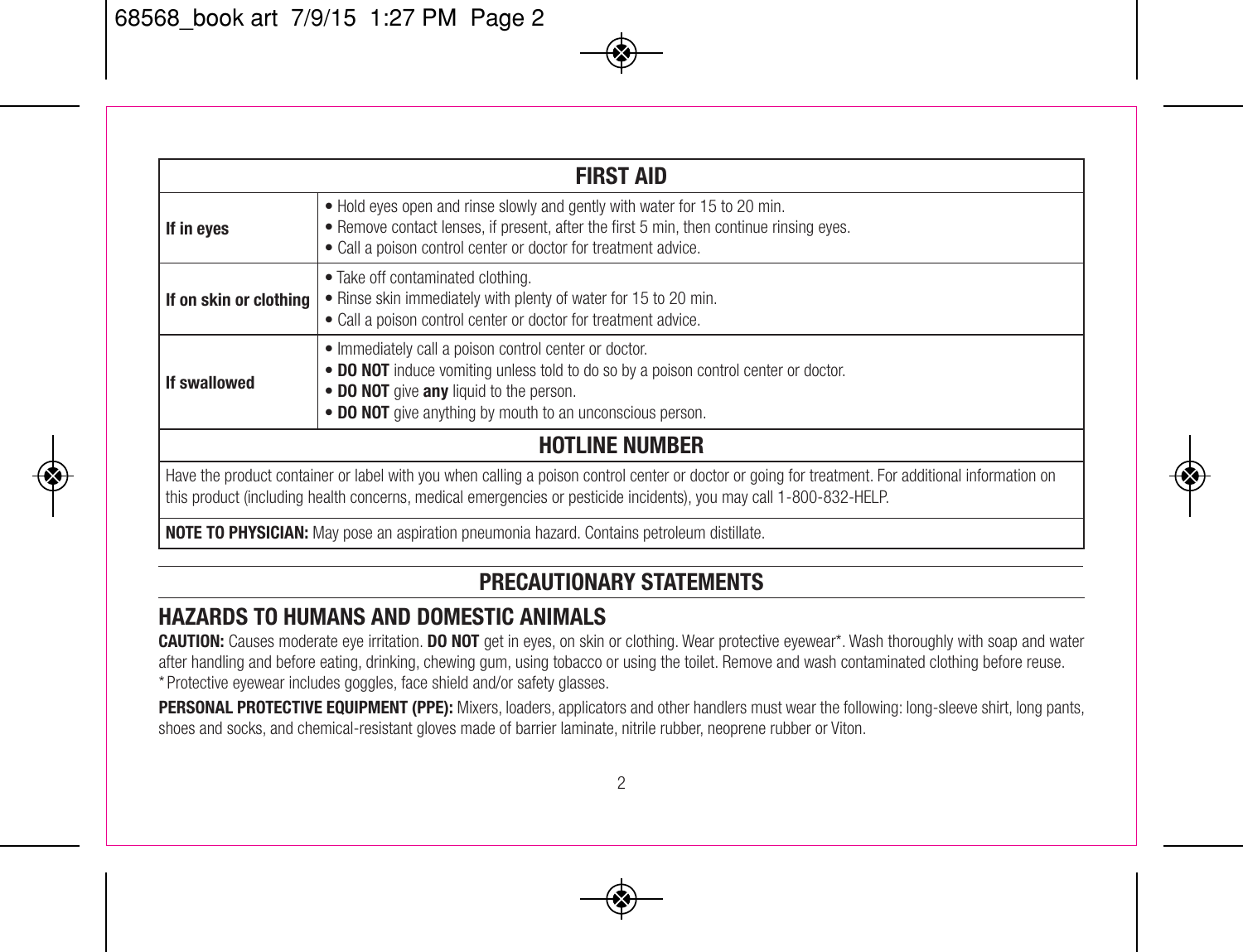| FIRST AID | |
|---|---|
| **If in eyes** | • Hold eyes open and rinse slowly and gently with water for 15 to 20 min.<br>• Remove contact lenses, if present, after the first 5 min, then continue rinsing eyes.<br>• Call a poison control center or doctor for treatment advice. |
| **If on skin or clothing** | • Take off contaminated clothing.<br>• Rinse skin immediately with plenty of water for 15 to 20 min.<br>• Call a poison control center or doctor for treatment advice. |
| **If swallowed** | • Immediately call a poison control center or doctor.<br>• **DO NOT** induce vomiting unless told to do so by a poison control center or doctor.<br>• **DO NOT** give **any** liquid to the person.<br>• **DO NOT** give anything by mouth to an unconscious person. |
| **HOTLINE NUMBER** | |
| Have the product container or label with you when calling a poison control center or doctor or going for treatment. For additional information on this product (including health concerns, medical emergencies or pesticide incidents), you may call 1-800-832-HELP. | |
| **NOTE TO PHYSICIAN:** May pose an aspiration pneumonia hazard. Contains petroleum distillate. | |

## PRECAUTIONARY STATEMENTS

### HAZARDS TO HUMANS AND DOMESTIC ANIMALS

**CAUTION:** Causes moderate eye irritation. **DO NOT** get in eyes, on skin or clothing. Wear protective eyewear*. Wash thoroughly with soap and water after handling and before eating, drinking, chewing gum, using tobacco or using the toilet. Remove and wash contaminated clothing before reuse.
*Protective eyewear includes goggles, face shield and/or safety glasses.

**PERSONAL PROTECTIVE EQUIPMENT (PPE):** Mixers, loaders, applicators and other handlers must wear the following: long-sleeve shirt, long pants, shoes and socks, and chemical-resistant gloves made of barrier laminate, nitrile rubber, neoprene rubber or Viton.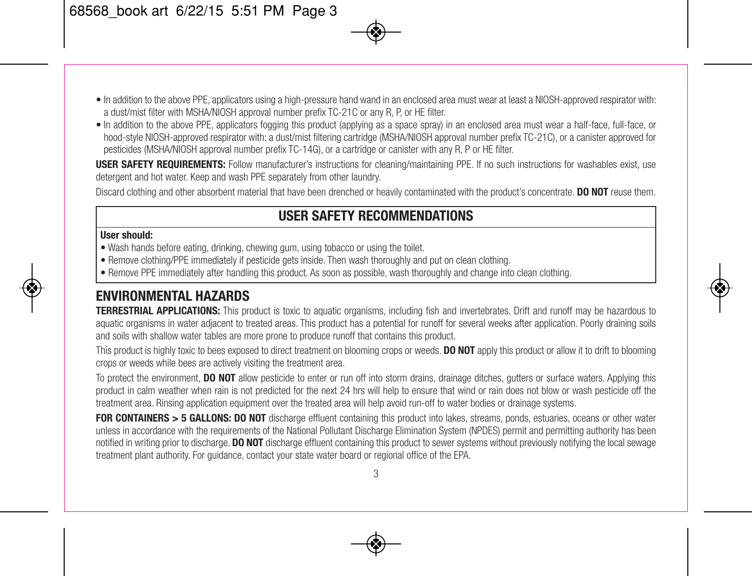- In addition to the above PPE, applicators using a high-pressure hand wand in an enclosed area must wear at least a NIOSH-approved respirator with: a dust/mist filter with MSHA/NIOSH approval number prefix TC-21C or any R, P, or HE filter.
- In addition to the above PPE, applicators fogging this product (applying as a space spray) in an enclosed area must wear a half-face, full-face, or hood-style NIOSH-approved respirator with: a dust/mist filtering cartridge (MSHA/NIOSH approval number prefix TC-21C), or a canister approved for pesticides (MSHA/NIOSH approval number prefix TC-14G), or a cartridge or canister with any R, P or HE filter.

**USER SAFETY REQUIREMENTS:** Follow manufacturer's instructions for cleaning/maintaining PPE. If no such instructions for washables exist, use detergent and hot water. Keep and wash PPE separately from other laundry.

Discard clothing and other absorbent material that have been drenched or heavily contaminated with the product's concentrate. **DO NOT** reuse them.

## USER SAFETY RECOMMENDATIONS

**User should:**

- Wash hands before eating, drinking, chewing gum, using tobacco or using the toilet.
- Remove clothing/PPE immediately if pesticide gets inside. Then wash thoroughly and put on clean clothing.
- Remove PPE immediately after handling this product. As soon as possible, wash thoroughly and change into clean clothing.

## ENVIRONMENTAL HAZARDS

**TERRESTRIAL APPLICATIONS:** This product is toxic to aquatic organisms, including fish and invertebrates. Drift and runoff may be hazardous to aquatic organisms in water adjacent to treated areas. This product has a potential for runoff for several weeks after application. Poorly draining soils and soils with shallow water tables are more prone to produce runoff that contains this product.

This product is highly toxic to bees exposed to direct treatment on blooming crops or weeds. **DO NOT** apply this product or allow it to drift to blooming crops or weeds while bees are actively visiting the treatment area.

To protect the environment, **DO NOT** allow pesticide to enter or run off into storm drains, drainage ditches, gutters or surface waters. Applying this product in calm weather when rain is not predicted for the next 24 hrs will help to ensure that wind or rain does not blow or wash pesticide off the treatment area. Rinsing application equipment over the treated area will help avoid run-off to water bodies or drainage systems.

**FOR CONTAINERS > 5 GALLONS: DO NOT** discharge effluent containing this product into lakes, streams, ponds, estuaries, oceans or other water unless in accordance with the requirements of the National Pollutant Discharge Elimination System (NPDES) permit and permitting authority has been notified in writing prior to discharge. **DO NOT** discharge effluent containing this product to sewer systems without previously notifying the local sewage treatment plant authority. For guidance, contact your state water board or regional office of the EPA.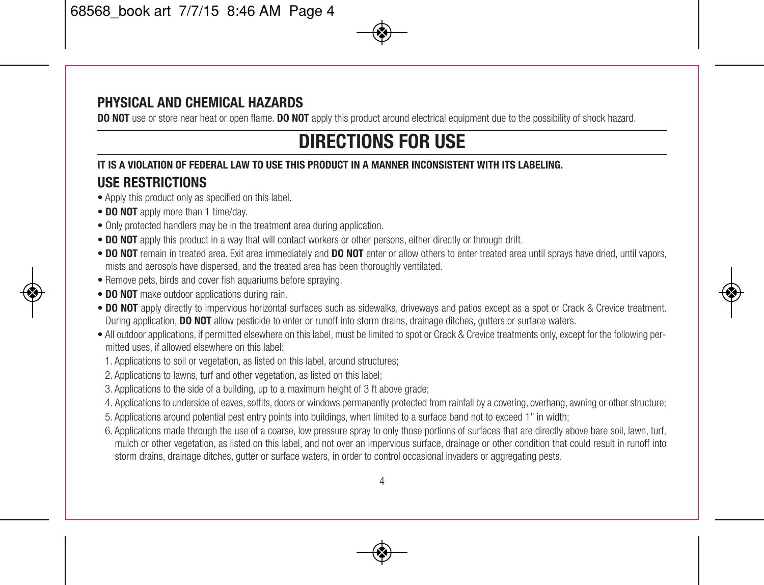## PHYSICAL AND CHEMICAL HAZARDS

**DO NOT** use or store near heat or open flame. **DO NOT** apply this product around electrical equipment due to the possibility of shock hazard.

# DIRECTIONS FOR USE

**IT IS A VIOLATION OF FEDERAL LAW TO USE THIS PRODUCT IN A MANNER INCONSISTENT WITH ITS LABELING.**

## USE RESTRICTIONS

- Apply this product only as specified on this label.
- **DO NOT** apply more than 1 time/day.
- Only protected handlers may be in the treatment area during application.
- **DO NOT** apply this product in a way that will contact workers or other persons, either directly or through drift.
- **DO NOT** remain in treated area. Exit area immediately and **DO NOT** enter or allow others to enter treated area until sprays have dried, until vapors, mists and aerosols have dispersed, and the treated area has been thoroughly ventilated.
- Remove pets, birds and cover fish aquariums before spraying.
- **DO NOT** make outdoor applications during rain.
- **DO NOT** apply directly to impervious horizontal surfaces such as sidewalks, driveways and patios except as a spot or Crack & Crevice treatment. During application, **DO NOT** allow pesticide to enter or runoff into storm drains, drainage ditches, gutters or surface waters.
- All outdoor applications, if permitted elsewhere on this label, must be limited to spot or Crack & Crevice treatments only, except for the following permitted uses, if allowed elsewhere on this label:
  1. Applications to soil or vegetation, as listed on this label, around structures;
  2. Applications to lawns, turf and other vegetation, as listed on this label;
  3. Applications to the side of a building, up to a maximum height of 3 ft above grade;
  4. Applications to underside of eaves, soffits, doors or windows permanently protected from rainfall by a covering, overhang, awning or other structure;
  5. Applications around potential pest entry points into buildings, when limited to a surface band not to exceed 1" in width;
  6. Applications made through the use of a coarse, low pressure spray to only those portions of surfaces that are directly above bare soil, lawn, turf, mulch or other vegetation, as listed on this label, and not over an impervious surface, drainage or other condition that could result in runoff into storm drains, drainage ditches, gutter or surface waters, in order to control occasional invaders or aggregating pests.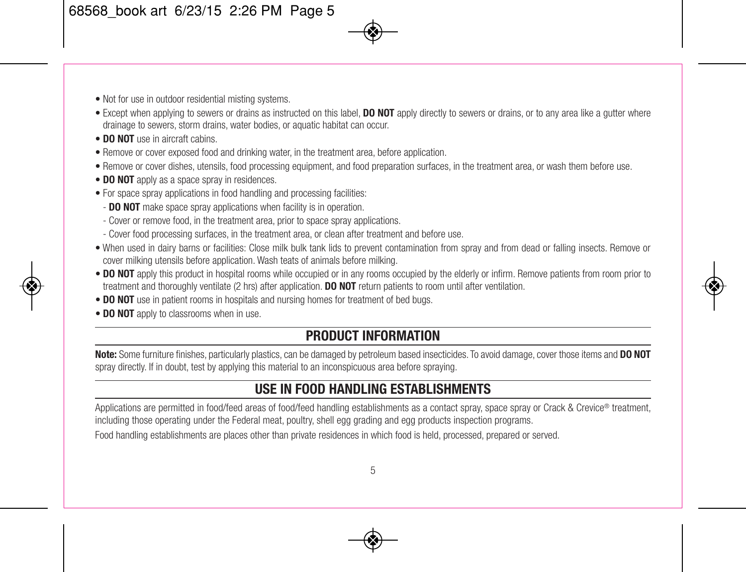- Not for use in outdoor residential misting systems.
- Except when applying to sewers or drains as instructed on this label, **DO NOT** apply directly to sewers or drains, or to any area like a gutter where drainage to sewers, storm drains, water bodies, or aquatic habitat can occur.
- **DO NOT** use in aircraft cabins.
- Remove or cover exposed food and drinking water, in the treatment area, before application.
- Remove or cover dishes, utensils, food processing equipment, and food preparation surfaces, in the treatment area, or wash them before use.
- **DO NOT** apply as a space spray in residences.
- For space spray applications in food handling and processing facilities:
  - **DO NOT** make space spray applications when facility is in operation.
  - Cover or remove food, in the treatment area, prior to space spray applications.
  - Cover food processing surfaces, in the treatment area, or clean after treatment and before use.
- When used in dairy barns or facilities: Close milk bulk tank lids to prevent contamination from spray and from dead or falling insects. Remove or cover milking utensils before application. Wash teats of animals before milking.
- **DO NOT** apply this product in hospital rooms while occupied or in any rooms occupied by the elderly or infirm. Remove patients from room prior to treatment and thoroughly ventilate (2 hrs) after application. **DO NOT** return patients to room until after ventilation.
- **DO NOT** use in patient rooms in hospitals and nursing homes for treatment of bed bugs.
- **DO NOT** apply to classrooms when in use.

## PRODUCT INFORMATION

**Note:** Some furniture finishes, particularly plastics, can be damaged by petroleum based insecticides. To avoid damage, cover those items and **DO NOT** spray directly. If in doubt, test by applying this material to an inconspicuous area before spraying.

## USE IN FOOD HANDLING ESTABLISHMENTS

Applications are permitted in food/feed areas of food/feed handling establishments as a contact spray, space spray or Crack & Crevice® treatment, including those operating under the Federal meat, poultry, shell egg grading and egg products inspection programs.

Food handling establishments are places other than private residences in which food is held, processed, prepared or served.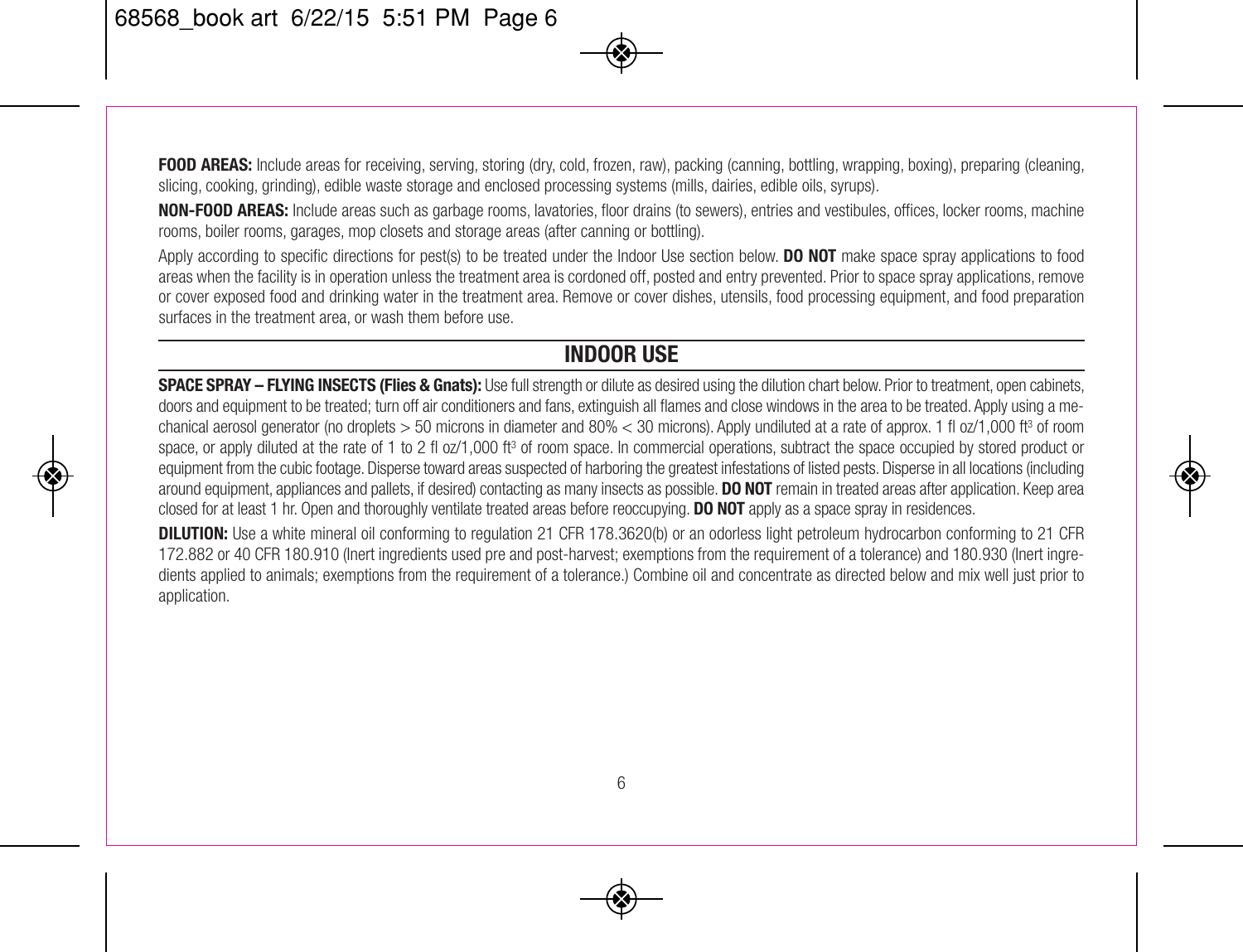**FOOD AREAS:** Include areas for receiving, serving, storing (dry, cold, frozen, raw), packing (canning, bottling, wrapping, boxing), preparing (cleaning, slicing, cooking, grinding), edible waste storage and enclosed processing systems (mills, dairies, edible oils, syrups).

**NON-FOOD AREAS:** Include areas such as garbage rooms, lavatories, floor drains (to sewers), entries and vestibules, offices, locker rooms, machine rooms, boiler rooms, garages, mop closets and storage areas (after canning or bottling).

Apply according to specific directions for pest(s) to be treated under the Indoor Use section below. **DO NOT** make space spray applications to food areas when the facility is in operation unless the treatment area is cordoned off, posted and entry prevented. Prior to space spray applications, remove or cover exposed food and drinking water in the treatment area. Remove or cover dishes, utensils, food processing equipment, and food preparation surfaces in the treatment area, or wash them before use.

## INDOOR USE

**SPACE SPRAY – FLYING INSECTS (Flies & Gnats):** Use full strength or dilute as desired using the dilution chart below. Prior to treatment, open cabinets, doors and equipment to be treated; turn off air conditioners and fans, extinguish all flames and close windows in the area to be treated. Apply using a mechanical aerosol generator (no droplets > 50 microns in diameter and 80% < 30 microns). Apply undiluted at a rate of approx. 1 fl oz/1,000 ft$^3$ of room space, or apply diluted at the rate of 1 to 2 fl oz/1,000 ft$^3$ of room space. In commercial operations, subtract the space occupied by stored product or equipment from the cubic footage. Disperse toward areas suspected of harboring the greatest infestations of listed pests. Disperse in all locations (including around equipment, appliances and pallets, if desired) contacting as many insects as possible. **DO NOT** remain in treated areas after application. Keep area closed for at least 1 hr. Open and thoroughly ventilate treated areas before reoccupying. **DO NOT** apply as a space spray in residences.

**DILUTION:** Use a white mineral oil conforming to regulation 21 CFR 178.3620(b) or an odorless light petroleum hydrocarbon conforming to 21 CFR 172.882 or 40 CFR 180.910 (Inert ingredients used pre and post-harvest; exemptions from the requirement of a tolerance) and 180.930 (Inert ingredients applied to animals; exemptions from the requirement of a tolerance.) Combine oil and concentrate as directed below and mix well just prior to application.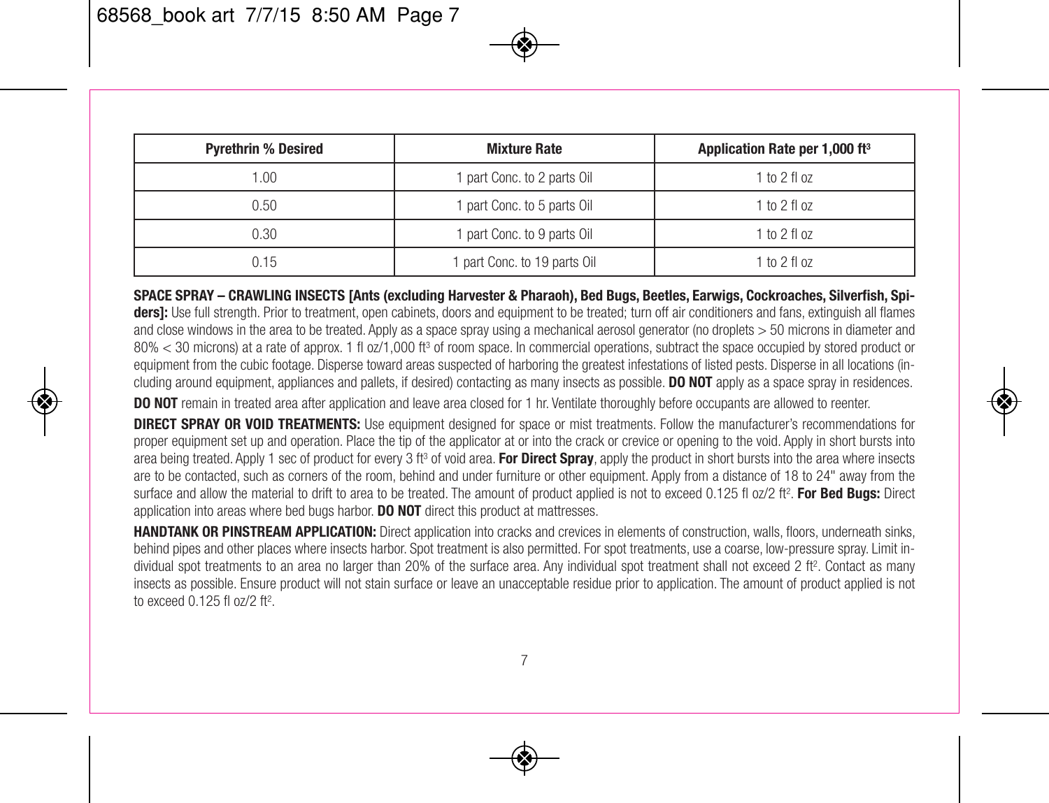| Pyrethrin % Desired | Mixture Rate | Application Rate per 1,000 ft$^3$ |
| --- | --- | --- |
| 1.00 | 1 part Conc. to 2 parts Oil | 1 to 2 fl oz |
| 0.50 | 1 part Conc. to 5 parts Oil | 1 to 2 fl oz |
| 0.30 | 1 part Conc. to 9 parts Oil | 1 to 2 fl oz |
| 0.15 | 1 part Conc. to 19 parts Oil | 1 to 2 fl oz |

**SPACE SPRAY – CRAWLING INSECTS [Ants (excluding Harvester & Pharaoh), Bed Bugs, Beetles, Earwigs, Cockroaches, Silverfish, Spiders]:** Use full strength. Prior to treatment, open cabinets, doors and equipment to be treated; turn off air conditioners and fans, extinguish all flames and close windows in the area to be treated. Apply as a space spray using a mechanical aerosol generator (no droplets > 50 microns in diameter and 80% < 30 microns) at a rate of approx. 1 fl oz/1,000 ft$^3$ of room space. In commercial operations, subtract the space occupied by stored product or equipment from the cubic footage. Disperse toward areas suspected of harboring the greatest infestations of listed pests. Disperse in all locations (including around equipment, appliances and pallets, if desired) contacting as many insects as possible. **DO NOT** apply as a space spray in residences.

**DO NOT** remain in treated area after application and leave area closed for 1 hr. Ventilate thoroughly before occupants are allowed to reenter.

**DIRECT SPRAY OR VOID TREATMENTS:** Use equipment designed for space or mist treatments. Follow the manufacturer's recommendations for proper equipment set up and operation. Place the tip of the applicator at or into the crack or crevice or opening to the void. Apply in short bursts into area being treated. Apply 1 sec of product for every 3 ft$^3$ of void area. **For Direct Spray**, apply the product in short bursts into the area where insects are to be contacted, such as corners of the room, behind and under furniture or other equipment. Apply from a distance of 18 to 24" away from the surface and allow the material to drift to area to be treated. The amount of product applied is not to exceed 0.125 fl oz/2 ft$^2$. **For Bed Bugs:** Direct application into areas where bed bugs harbor. **DO NOT** direct this product at mattresses.

**HANDTANK OR PINSTREAM APPLICATION:** Direct application into cracks and crevices in elements of construction, walls, floors, underneath sinks, behind pipes and other places where insects harbor. Spot treatment is also permitted. For spot treatments, use a coarse, low-pressure spray. Limit individual spot treatments to an area no larger than 20% of the surface area. Any individual spot treatment shall not exceed 2 ft$^2$. Contact as many insects as possible. Ensure product will not stain surface or leave an unacceptable residue prior to application. The amount of product applied is not to exceed 0.125 fl oz/2 ft$^2$.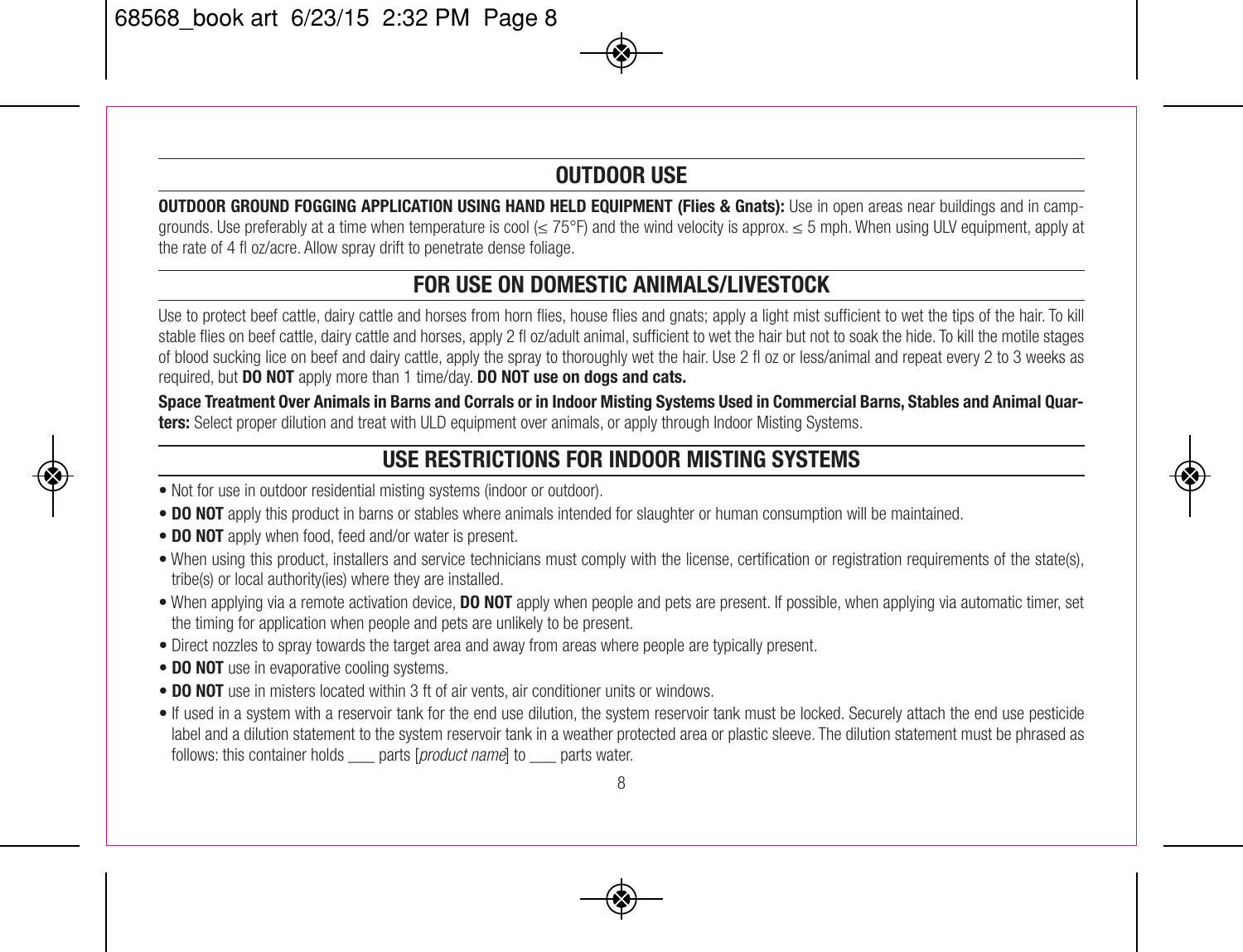## OUTDOOR USE

**OUTDOOR GROUND FOGGING APPLICATION USING HAND HELD EQUIPMENT (Flies & Gnats):** Use in open areas near buildings and in campgrounds. Use preferably at a time when temperature is cool (≤ 75°F) and the wind velocity is approx. ≤ 5 mph. When using ULV equipment, apply at the rate of 4 fl oz/acre. Allow spray drift to penetrate dense foliage.

## FOR USE ON DOMESTIC ANIMALS/LIVESTOCK

Use to protect beef cattle, dairy cattle and horses from horn flies, house flies and gnats; apply a light mist sufficient to wet the tips of the hair. To kill stable flies on beef cattle, dairy cattle and horses, apply 2 fl oz/adult animal, sufficient to wet the hair but not to soak the hide. To kill the motile stages of blood sucking lice on beef and dairy cattle, apply the spray to thoroughly wet the hair. Use 2 fl oz or less/animal and repeat every 2 to 3 weeks as required, but **DO NOT** apply more than 1 time/day. **DO NOT use on dogs and cats.**

**Space Treatment Over Animals in Barns and Corrals or in Indoor Misting Systems Used in Commercial Barns, Stables and Animal Quarters:** Select proper dilution and treat with ULD equipment over animals, or apply through Indoor Misting Systems.

## USE RESTRICTIONS FOR INDOOR MISTING SYSTEMS

- Not for use in outdoor residential misting systems (indoor or outdoor).
- **DO NOT** apply this product in barns or stables where animals intended for slaughter or human consumption will be maintained.
- **DO NOT** apply when food, feed and/or water is present.
- When using this product, installers and service technicians must comply with the license, certification or registration requirements of the state(s), tribe(s) or local authority(ies) where they are installed.
- When applying via a remote activation device, **DO NOT** apply when people and pets are present. If possible, when applying via automatic timer, set the timing for application when people and pets are unlikely to be present.
- Direct nozzles to spray towards the target area and away from areas where people are typically present.
- **DO NOT** use in evaporative cooling systems.
- **DO NOT** use in misters located within 3 ft of air vents, air conditioner units or windows.
- If used in a system with a reservoir tank for the end use dilution, the system reservoir tank must be locked. Securely attach the end use pesticide label and a dilution statement to the system reservoir tank in a weather protected area or plastic sleeve. The dilution statement must be phrased as follows: this container holds ___ parts [*product name*] to ___ parts water.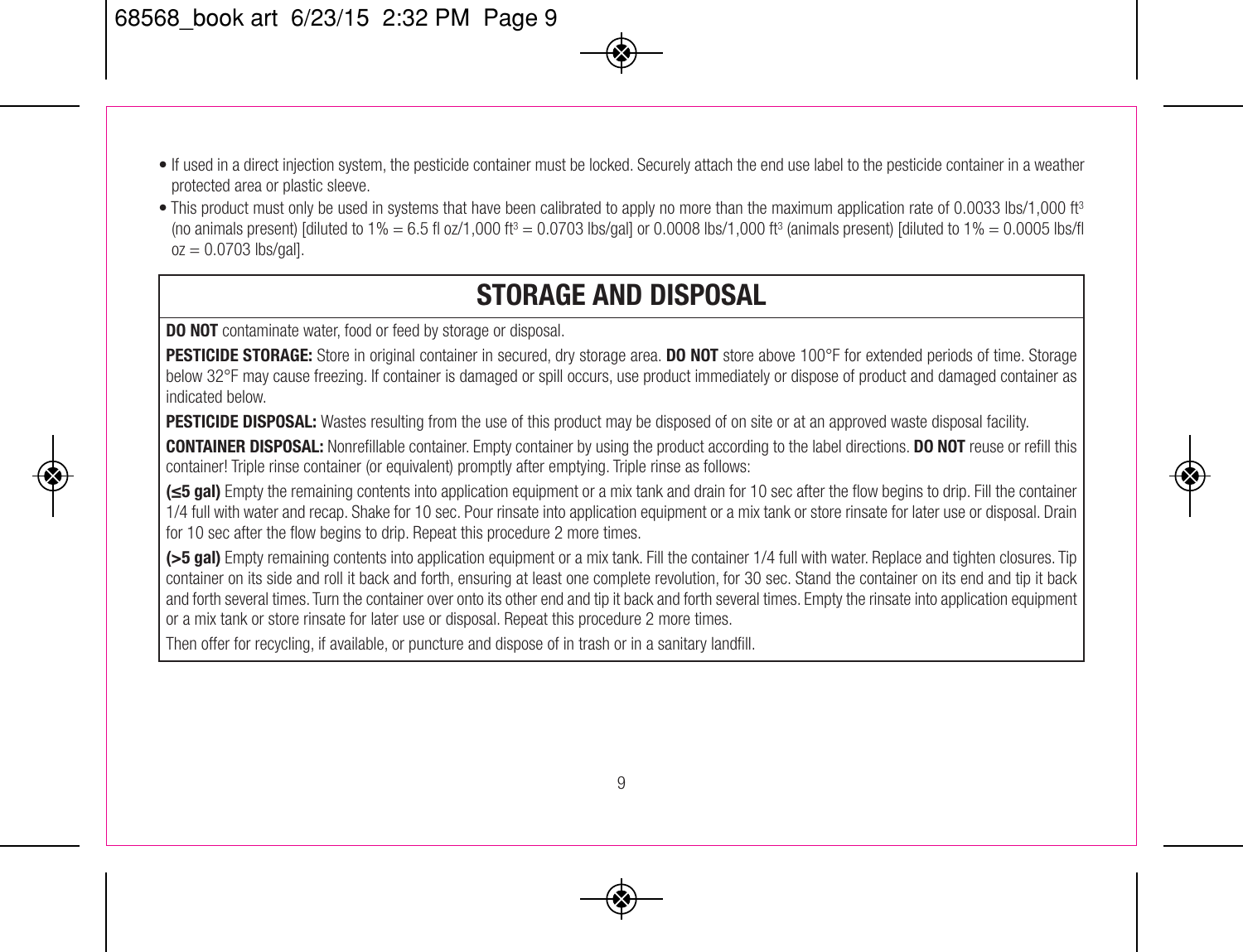- If used in a direct injection system, the pesticide container must be locked. Securely attach the end use label to the pesticide container in a weather protected area or plastic sleeve.
- This product must only be used in systems that have been calibrated to apply no more than the maximum application rate of 0.0033 lbs/1,000 $ft^3$ (no animals present) [diluted to 1% = 6.5 fl oz/1,000 $ft^3$ = 0.0703 lbs/gal] or 0.0008 lbs/1,000 $ft^3$ (animals present) [diluted to 1% = 0.0005 lbs/fl oz = 0.0703 lbs/gal].

## STORAGE AND DISPOSAL

**DO NOT** contaminate water, food or feed by storage or disposal.

**PESTICIDE STORAGE:** Store in original container in secured, dry storage area. **DO NOT** store above 100°F for extended periods of time. Storage below 32°F may cause freezing. If container is damaged or spill occurs, use product immediately or dispose of product and damaged container as indicated below.

**PESTICIDE DISPOSAL:** Wastes resulting from the use of this product may be disposed of on site or at an approved waste disposal facility.

**CONTAINER DISPOSAL:** Nonrefillable container. Empty container by using the product according to the label directions. **DO NOT** reuse or refill this container! Triple rinse container (or equivalent) promptly after emptying. Triple rinse as follows:

**(≤5 gal)** Empty the remaining contents into application equipment or a mix tank and drain for 10 sec after the flow begins to drip. Fill the container 1/4 full with water and recap. Shake for 10 sec. Pour rinsate into application equipment or a mix tank or store rinsate for later use or disposal. Drain for 10 sec after the flow begins to drip. Repeat this procedure 2 more times.

**(>5 gal)** Empty remaining contents into application equipment or a mix tank. Fill the container 1/4 full with water. Replace and tighten closures. Tip container on its side and roll it back and forth, ensuring at least one complete revolution, for 30 sec. Stand the container on its end and tip it back and forth several times. Turn the container over onto its other end and tip it back and forth several times. Empty the rinsate into application equipment or a mix tank or store rinsate for later use or disposal. Repeat this procedure 2 more times.

Then offer for recycling, if available, or puncture and dispose of in trash or in a sanitary landfill.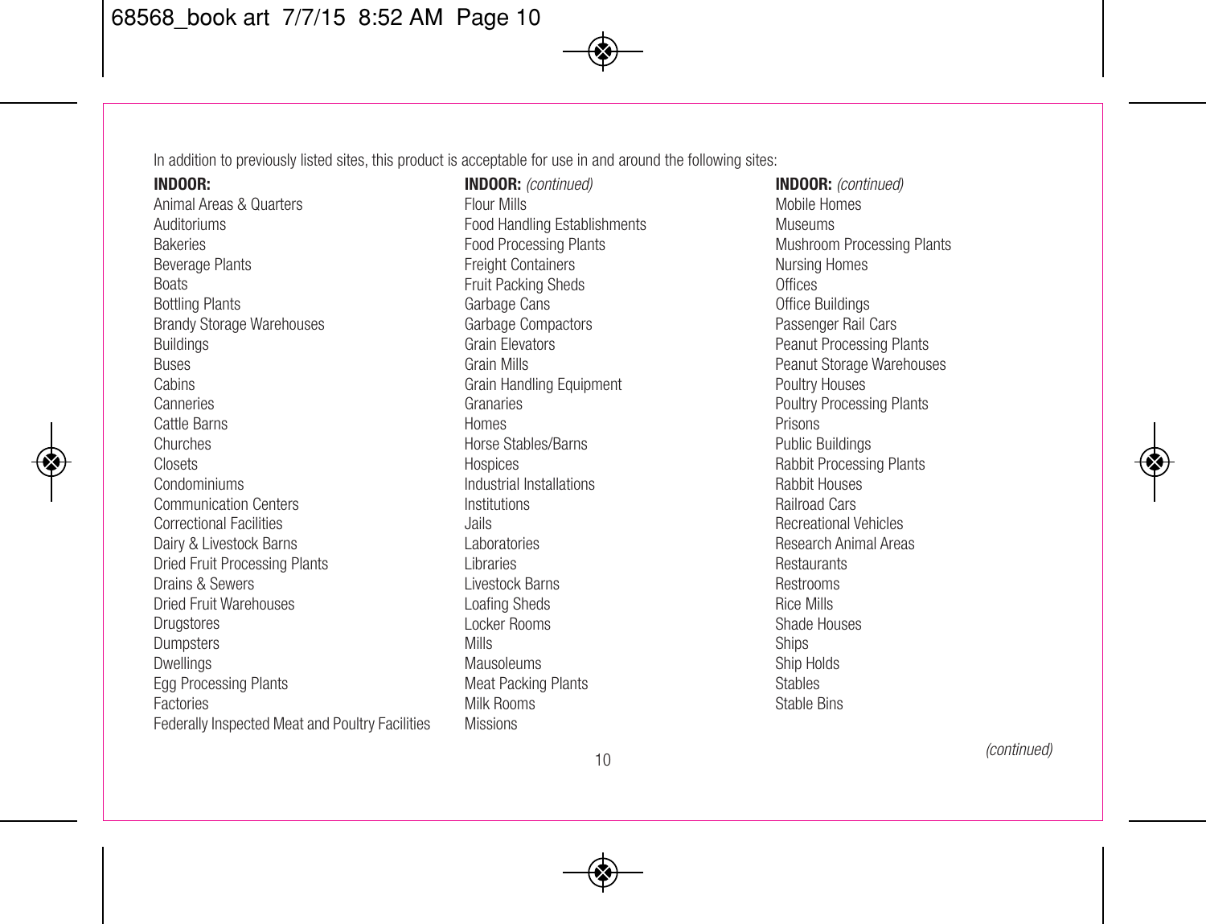In addition to previously listed sites, this product is acceptable for use in and around the following sites:

**INDOOR:**

Animal Areas & Quarters
Auditoriums
Bakeries
Beverage Plants
Boats
Bottling Plants
Brandy Storage Warehouses
Buildings
Buses
Cabins
Canneries
Cattle Barns
Churches
Closets
Condominiums
Communication Centers
Correctional Facilities
Dairy & Livestock Barns
Dried Fruit Processing Plants
Drains & Sewers
Dried Fruit Warehouses
Drugstores
Dumpsters
Dwellings
Egg Processing Plants
Factories
Federally Inspected Meat and Poultry Facilities

**INDOOR:** *(continued)*

Flour Mills
Food Handling Establishments
Food Processing Plants
Freight Containers
Fruit Packing Sheds
Garbage Cans
Garbage Compactors
Grain Elevators
Grain Mills
Grain Handling Equipment
Granaries
Homes
Horse Stables/Barns
Hospices
Industrial Installations
Institutions
Jails
Laboratories
Libraries
Livestock Barns
Loafing Sheds
Locker Rooms
Mills
Mausoleums
Meat Packing Plants
Milk Rooms
Missions

**INDOOR:** *(continued)*

Mobile Homes
Museums
Mushroom Processing Plants
Nursing Homes
Offices
Office Buildings
Passenger Rail Cars
Peanut Processing Plants
Peanut Storage Warehouses
Poultry Houses
Poultry Processing Plants
Prisons
Public Buildings
Rabbit Processing Plants
Rabbit Houses
Railroad Cars
Recreational Vehicles
Research Animal Areas
Restaurants
Restrooms
Rice Mills
Shade Houses
Ships
Ship Holds
Stables
Stable Bins

*(continued)*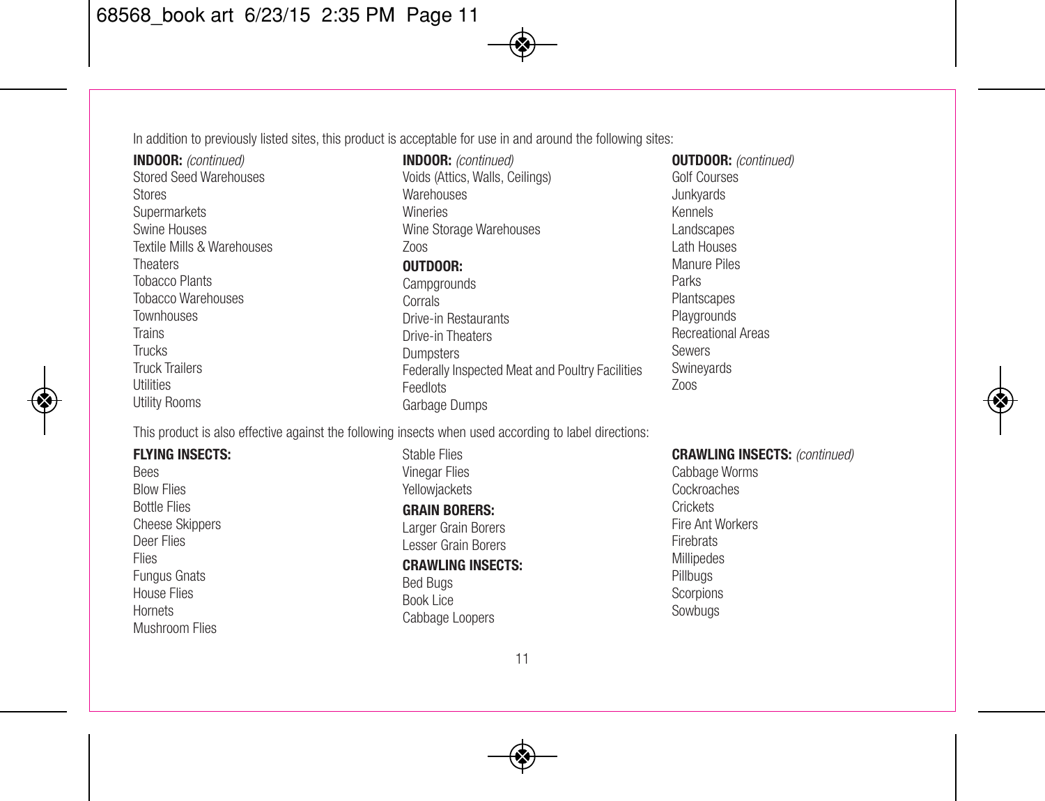In addition to previously listed sites, this product is acceptable for use in and around the following sites:

**INDOOR:** *(continued)*
Stored Seed Warehouses
Stores
Supermarkets
Swine Houses
Textile Mills & Warehouses
Theaters
Tobacco Plants
Tobacco Warehouses
Townhouses
Trains
Trucks
Truck Trailers
Utilities
Utility Rooms

**INDOOR:** *(continued)*
Voids (Attics, Walls, Ceilings)
Warehouses
Wineries
Wine Storage Warehouses
Zoos

**OUTDOOR:**
Campgrounds
Corrals
Drive-in Restaurants
Drive-in Theaters
Dumpsters
Federally Inspected Meat and Poultry Facilities
Feedlots
Garbage Dumps

**OUTDOOR:** *(continued)*
Golf Courses
Junkyards
Kennels
Landscapes
Lath Houses
Manure Piles
Parks
Plantscapes
Playgrounds
Recreational Areas
Sewers
Swineyards
Zoos

This product is also effective against the following insects when used according to label directions:

**FLYING INSECTS:**
Bees
Blow Flies
Bottle Flies
Cheese Skippers
Deer Flies
Flies
Fungus Gnats
House Flies
Hornets
Mushroom Flies
Stable Flies
Vinegar Flies
Yellowjackets

**GRAIN BORERS:**
Larger Grain Borers
Lesser Grain Borers

**CRAWLING INSECTS:**
Bed Bugs
Book Lice
Cabbage Loopers

**CRAWLING INSECTS:** *(continued)*
Cabbage Worms
Cockroaches
Crickets
Fire Ant Workers
Firebrats
Millipedes
Pillbugs
Scorpions
Sowbugs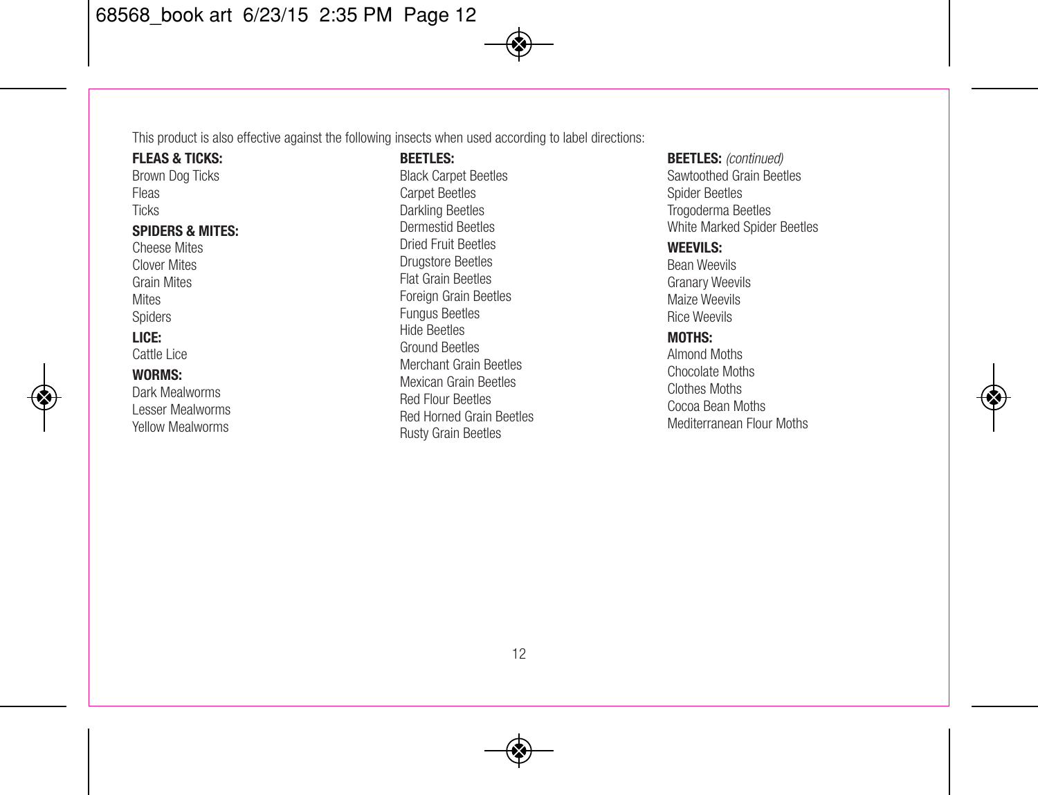This product is also effective against the following insects when used according to label directions:

**FLEAS & TICKS:**
Brown Dog Ticks
Fleas
Ticks

**SPIDERS & MITES:**
Cheese Mites
Clover Mites
Grain Mites
Mites
Spiders

**LICE:**
Cattle Lice

**WORMS:**
Dark Mealworms
Lesser Mealworms
Yellow Mealworms

**BEETLES:**
Black Carpet Beetles
Carpet Beetles
Darkling Beetles
Dermestid Beetles
Dried Fruit Beetles
Drugstore Beetles
Flat Grain Beetles
Foreign Grain Beetles
Fungus Beetles
Hide Beetles
Ground Beetles
Merchant Grain Beetles
Mexican Grain Beetles
Red Flour Beetles
Red Horned Grain Beetles
Rusty Grain Beetles

**BEETLES:** *(continued)*
Sawtoothed Grain Beetles
Spider Beetles
Trogoderma Beetles
White Marked Spider Beetles

**WEEVILS:**
Bean Weevils
Granary Weevils
Maize Weevils
Rice Weevils

**MOTHS:**
Almond Moths
Chocolate Moths
Clothes Moths
Cocoa Bean Moths
Mediterranean Flour Moths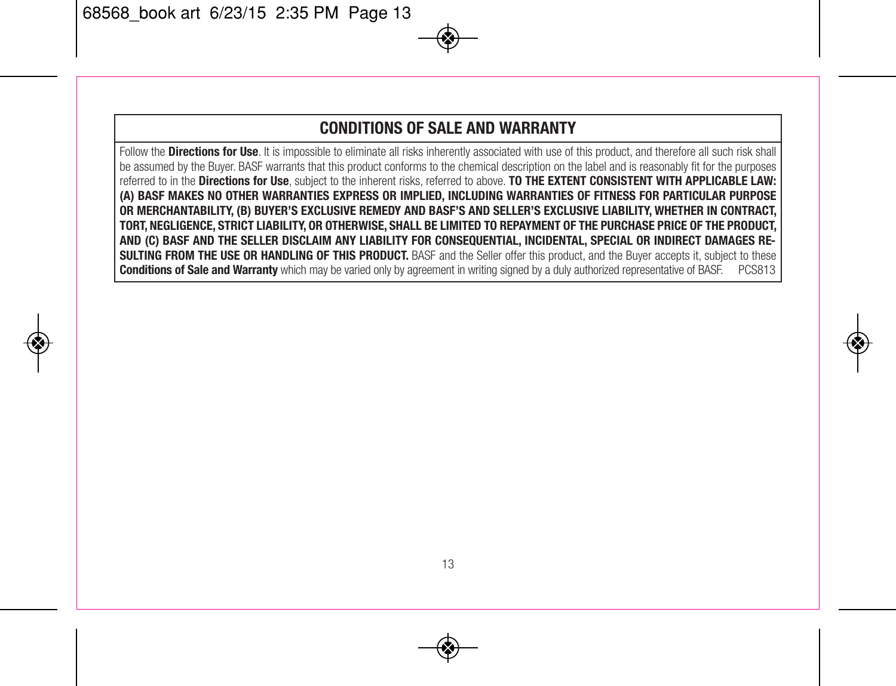## CONDITIONS OF SALE AND WARRANTY

Follow the **Directions for Use**. It is impossible to eliminate all risks inherently associated with use of this product, and therefore all such risk shall be assumed by the Buyer. BASF warrants that this product conforms to the chemical description on the label and is reasonably fit for the purposes referred to in the **Directions for Use**, subject to the inherent risks, referred to above. **TO THE EXTENT CONSISTENT WITH APPLICABLE LAW: (A) BASF MAKES NO OTHER WARRANTIES EXPRESS OR IMPLIED, INCLUDING WARRANTIES OF FITNESS FOR PARTICULAR PURPOSE OR MERCHANTABILITY, (B) BUYER'S EXCLUSIVE REMEDY AND BASF'S AND SELLER'S EXCLUSIVE LIABILITY, WHETHER IN CONTRACT, TORT, NEGLIGENCE, STRICT LIABILITY, OR OTHERWISE, SHALL BE LIMITED TO REPAYMENT OF THE PURCHASE PRICE OF THE PRODUCT, AND (C) BASF AND THE SELLER DISCLAIM ANY LIABILITY FOR CONSEQUENTIAL, INCIDENTAL, SPECIAL OR INDIRECT DAMAGES RESULTING FROM THE USE OR HANDLING OF THIS PRODUCT.** BASF and the Seller offer this product, and the Buyer accepts it, subject to these **Conditions of Sale and Warranty** which may be varied only by agreement in writing signed by a duly authorized representative of BASF. PCS813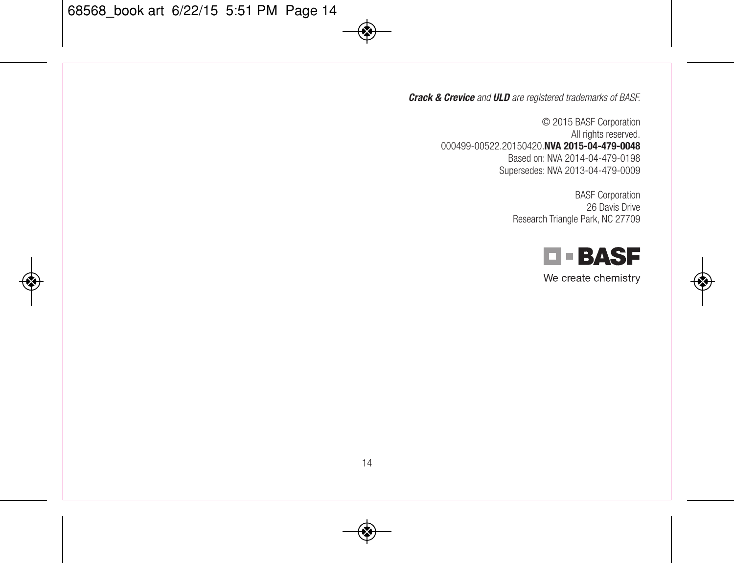***Crack & Crevice*** *and* ***ULD*** *are registered trademarks of BASF.*

© 2015 BASF Corporation
All rights reserved.
000499-00522.20150420.**NVA 2015-04-479-0048**
Based on: NVA 2014-04-479-0198
Supersedes: NVA 2013-04-479-0009

BASF Corporation
26 Davis Drive
Research Triangle Park, NC 27709

BASF
We create chemistry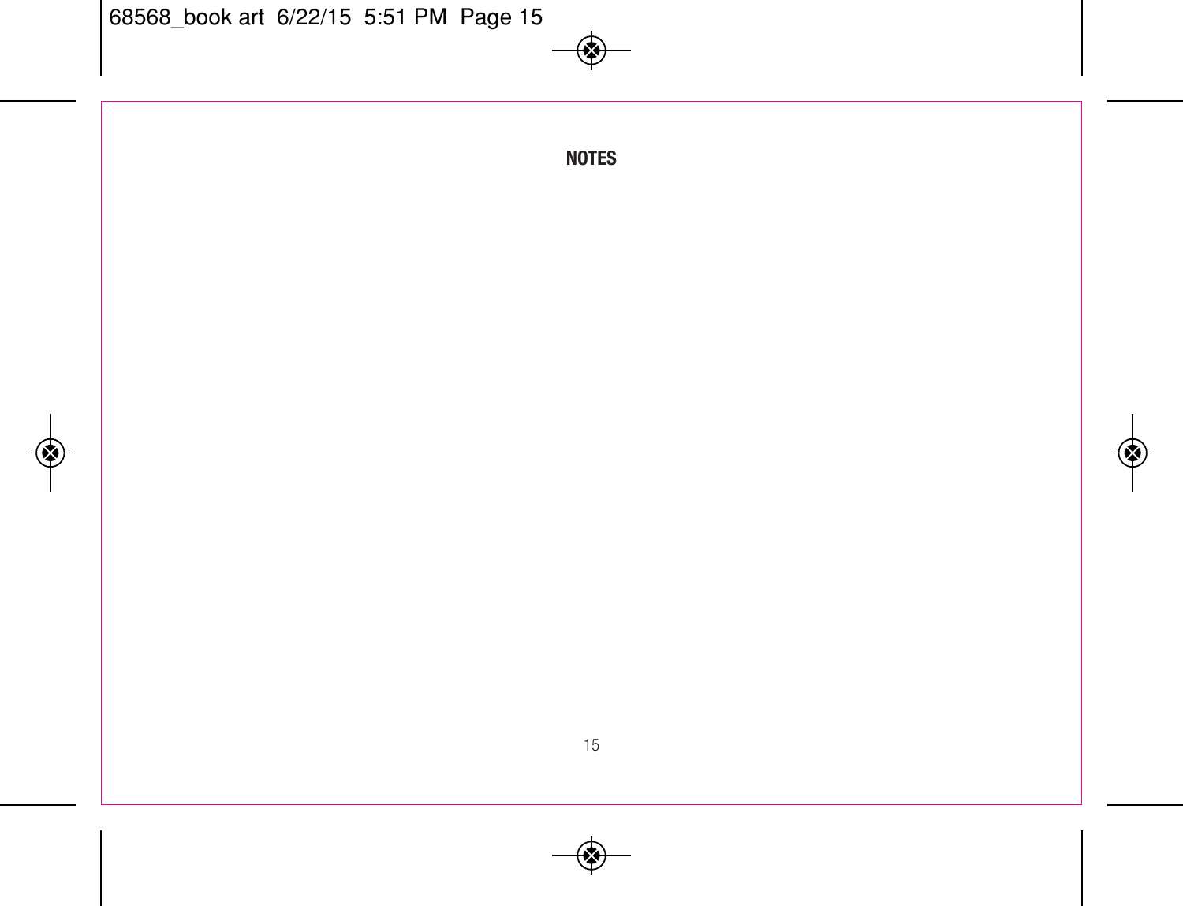## NOTES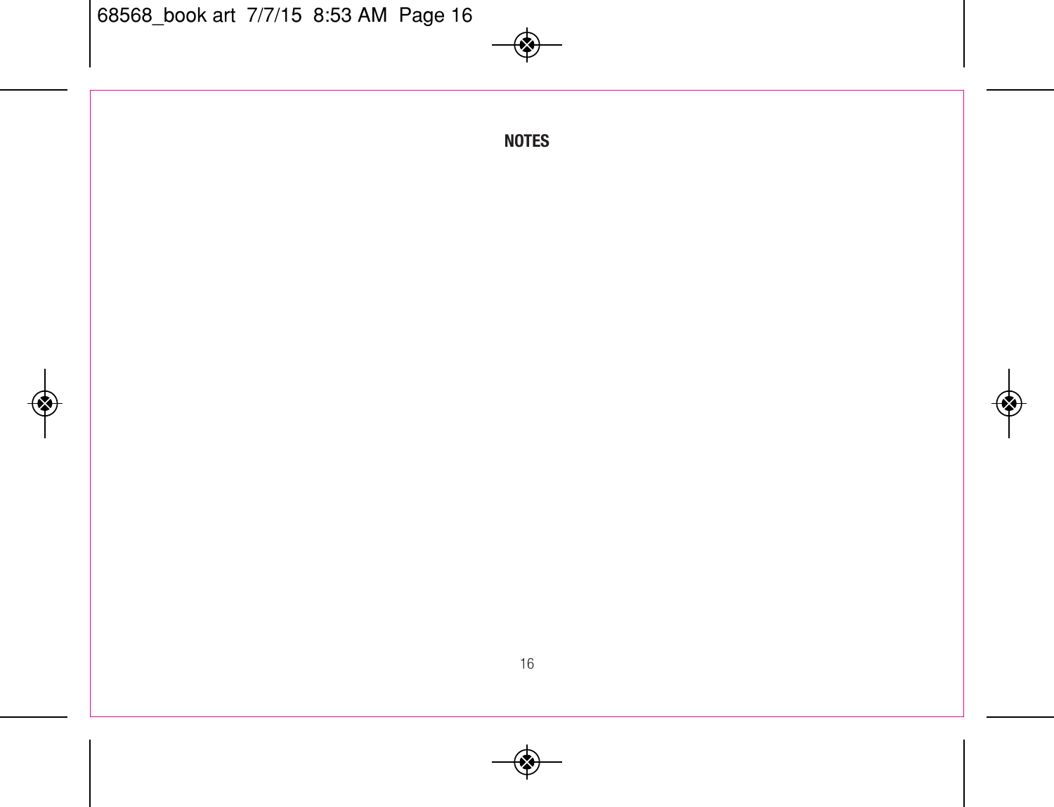## NOTES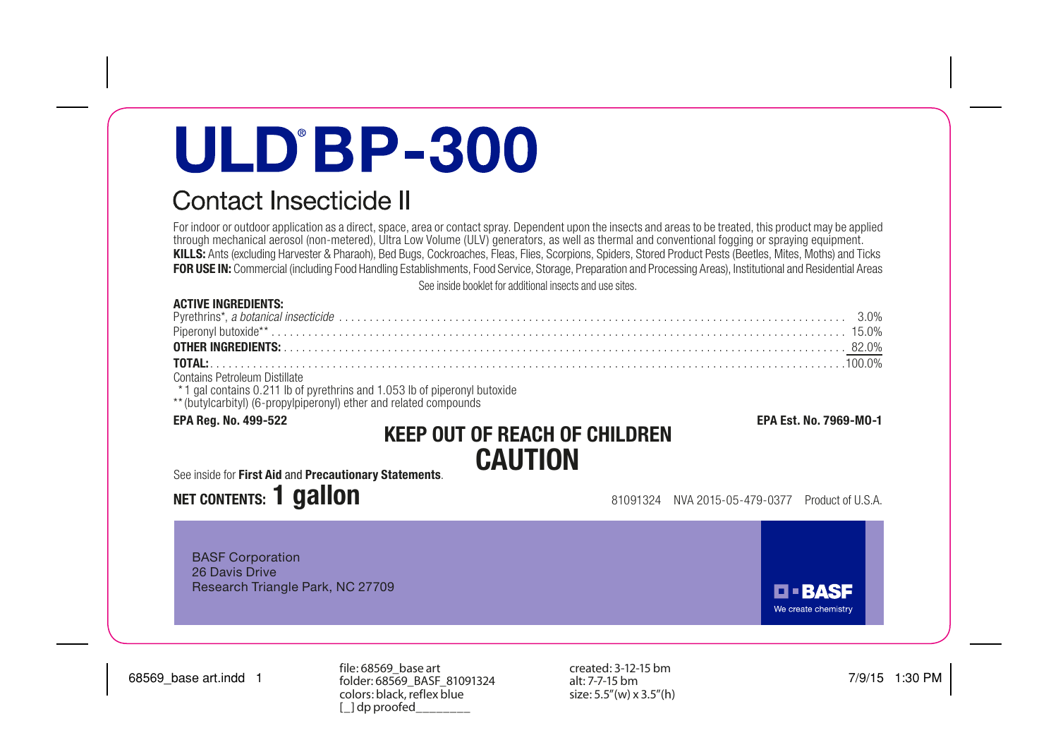# ULD® BP-300

## Contact Insecticide II

For indoor or outdoor application as a direct, space, area or contact spray. Dependent upon the insects and areas to be treated, this product may be applied through mechanical aerosol (non-metered), Ultra Low Volume (ULV) generators, as well as thermal and conventional fogging or spraying equipment.

**KILLS:** Ants (excluding Harvester & Pharaoh), Bed Bugs, Cockroaches, Fleas, Flies, Scorpions, Spiders, Stored Product Pests (Beetles, Mites, Moths) and Ticks

**FOR USE IN:** Commercial (including Food Handling Establishments, Food Service, Storage, Preparation and Processing Areas), Institutional and Residential Areas

See inside booklet for additional insects and use sites.

**ACTIVE INGREDIENTS:**

| | |
|---|---|
| Pyrethrins*, *a botanical insecticide* | 3.0% |
| Piperonyl butoxide** | 15.0% |
| **OTHER INGREDIENTS:** | 82.0% |
| **TOTAL:** | 100.0% |

Contains Petroleum Distillate

\* 1 gal contains 0.211 lb of pyrethrins and 1.053 lb of piperonyl butoxide

** (butylcarbityl) (6-propylpiperonyl) ether and related compounds

**EPA Reg. No. 499-522** **EPA Est. No. 7969-MO-1**

**KEEP OUT OF REACH OF CHILDREN**

**CAUTION**

See inside for **First Aid** and **Precautionary Statements**.

**NET CONTENTS: 1 gallon**

81091324 NVA 2015-05-479-0377 Product of U.S.A.

BASF Corporation
26 Davis Drive
Research Triangle Park, NC 27709

BASF
We create chemistry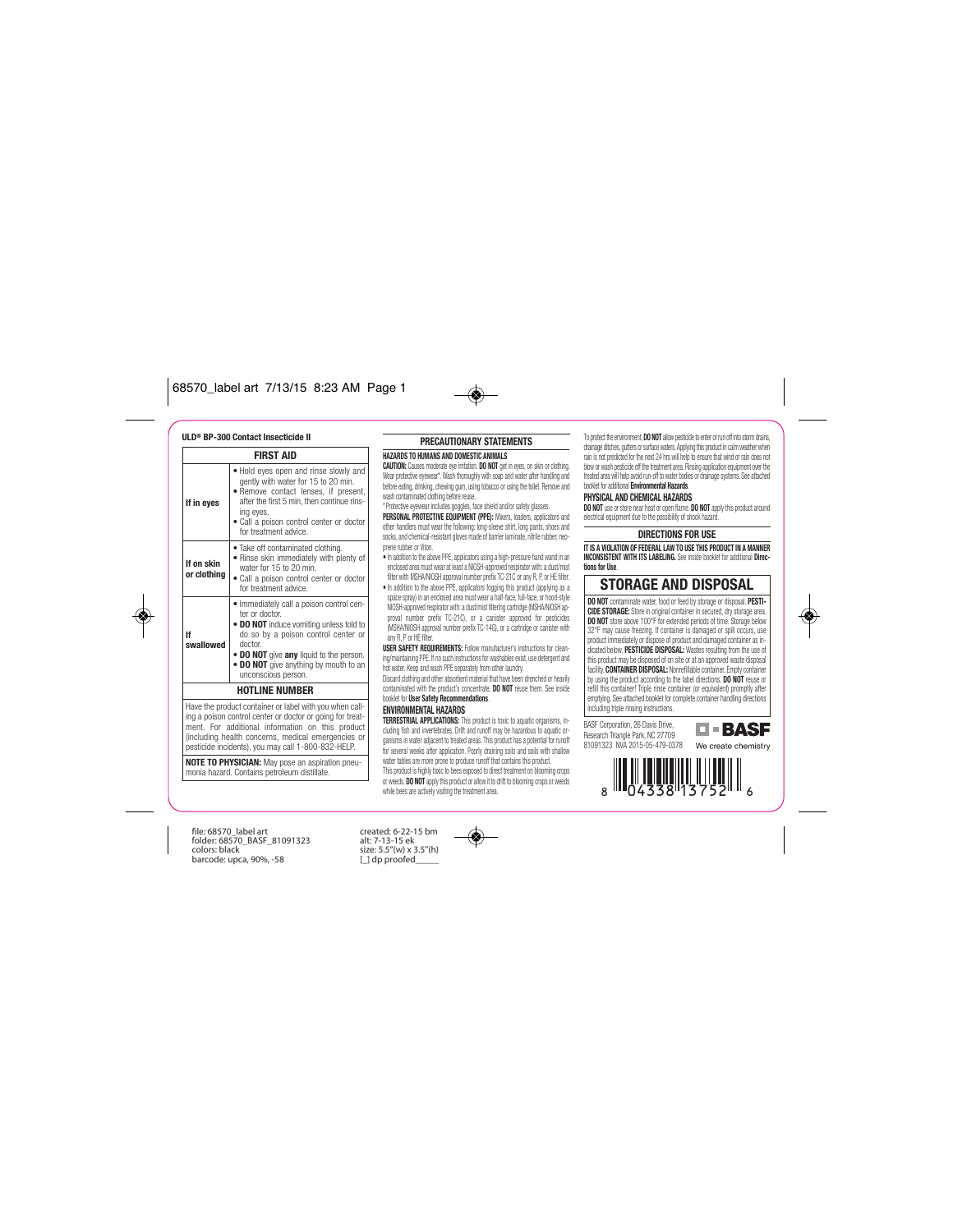**ULD® BP-300 Contact Insecticide II**

| FIRST AID | |
|---|---|
| **If in eyes** | • Hold eyes open and rinse slowly and gently with water for 15 to 20 min.<br>• Remove contact lenses, if present, after the first 5 min, then continue rinsing eyes.<br>• Call a poison control center or doctor for treatment advice. |
| **If on skin or clothing** | • Take off contaminated clothing.<br>• Rinse skin immediately with plenty of water for 15 to 20 min.<br>• Call a poison control center or doctor for treatment advice. |
| **If swallowed** | • Immediately call a poison control center or doctor.<br>• **DO NOT** induce vomiting unless told to do so by a poison control center or doctor.<br>• **DO NOT** give **any** liquid to the person.<br>• **DO NOT** give anything by mouth to an unconscious person. |

**HOTLINE NUMBER**

Have the product container or label with you when calling a poison control center or doctor or going for treatment. For additional information on this product (including health concerns, medical emergencies or pesticide incidents), you may call 1-800-832-HELP.

**NOTE TO PHYSICIAN:** May pose an aspiration pneumonia hazard. Contains petroleum distillate.

## PRECAUTIONARY STATEMENTS

### HAZARDS TO HUMANS AND DOMESTIC ANIMALS

**CAUTION:** Causes moderate eye irritation. **DO NOT** get in eyes, on skin or clothing. Wear protective eyewear*. Wash thoroughly with soap and water after handling and before eating, drinking, chewing gum, using tobacco or using the toilet. Remove and wash contaminated clothing before reuse.

*Protective eyewear includes goggles, face shield and/or safety glasses.

**PERSONAL PROTECTIVE EQUIPMENT (PPE):** Mixers, loaders, applicators and other handlers must wear the following: long-sleeve shirt, long pants, shoes and socks, and chemical-resistant gloves made of barrier laminate, nitrile rubber, neoprene rubber or Viton.

- In addition to the above PPE, applicators using a high-pressure hand wand in an enclosed area must wear at least a NIOSH-approved respirator with: a dust/mist filter with MSHA/NIOSH approval number prefix TC-21C or any R, P, or HE filter.
- In addition to the above PPE, applicators fogging this product (applying as a space spray) in an enclosed area must wear a half-face, full-face, or hood-style NIOSH-approved respirator with: a dust/mist filtering cartridge (MSHA/NIOSH approval number prefix TC-21C), or a canister approved for pesticides (MSHA/NIOSH approval number prefix TC-14G), or a cartridge or canister with any R, P or HE filter.

**USER SAFETY REQUIREMENTS:** Follow manufacturer's instructions for cleaning/maintaining PPE. If no such instructions for washables exist, use detergent and hot water. Keep and wash PPE separately from other laundry.

Discard clothing and other absorbent material that have been drenched or heavily contaminated with the product's concentrate. **DO NOT** reuse them. See inside booklet for **User Safety Recommendations**.

### ENVIRONMENTAL HAZARDS

**TERRESTRIAL APPLICATIONS:** This product is toxic to aquatic organisms, including fish and invertebrates. Drift and runoff may be hazardous to aquatic organisms in water adjacent to treated areas. This product has a potential for runoff for several weeks after application. Poorly draining soils and soils with shallow water tables are more prone to produce runoff that contains this product.

This product is highly toxic to bees exposed to direct treatment on blooming crops or weeds. **DO NOT** apply this product or allow it to drift to blooming crops or weeds while bees are actively visiting the treatment area.

To protect the environment, **DO NOT** allow pesticide to enter or run off into storm drains, drainage ditches, gutters or surface waters. Applying this product in calm weather when rain is not predicted for the next 24 hrs will help to ensure that wind or rain does not blow or wash pesticide off the treatment area. Rinsing application equipment over the treated area will help avoid run-off to water bodies or drainage systems. See attached booklet for additional **Environmental Hazards**.

### PHYSICAL AND CHEMICAL HAZARDS

**DO NOT** use or store near heat or open flame. **DO NOT** apply this product around electrical equipment due to the possibility of shock hazard.

## DIRECTIONS FOR USE

**IT IS A VIOLATION OF FEDERAL LAW TO USE THIS PRODUCT IN A MANNER INCONSISTENT WITH ITS LABELING.** See inside booklet for additional **Directions for Use**.

## STORAGE AND DISPOSAL

**DO NOT** contaminate water, food or feed by storage or disposal. **PESTICIDE STORAGE:** Store in original container in secured, dry storage area. **DO NOT** store above 100°F for extended periods of time. Storage below 32°F may cause freezing. If container is damaged or spill occurs, use product immediately or dispose of product and damaged container as indicated below. **PESTICIDE DISPOSAL:** Wastes resulting from the use of this product may be disposed of on site or at an approved waste disposal facility. **CONTAINER DISPOSAL:** Nonrefillable container. Empty container by using the product according to the label directions. **DO NOT** reuse or refill this container! Triple rinse container (or equivalent) promptly after emptying. See attached booklet for complete container handling directions including triple rinsing instructions.

BASF Corporation, 26 Davis Drive,
Research Triangle Park, NC 27709
81091323 NVA 2015-05-479-0378

BASF
We create chemistry

8 04338 13752 6